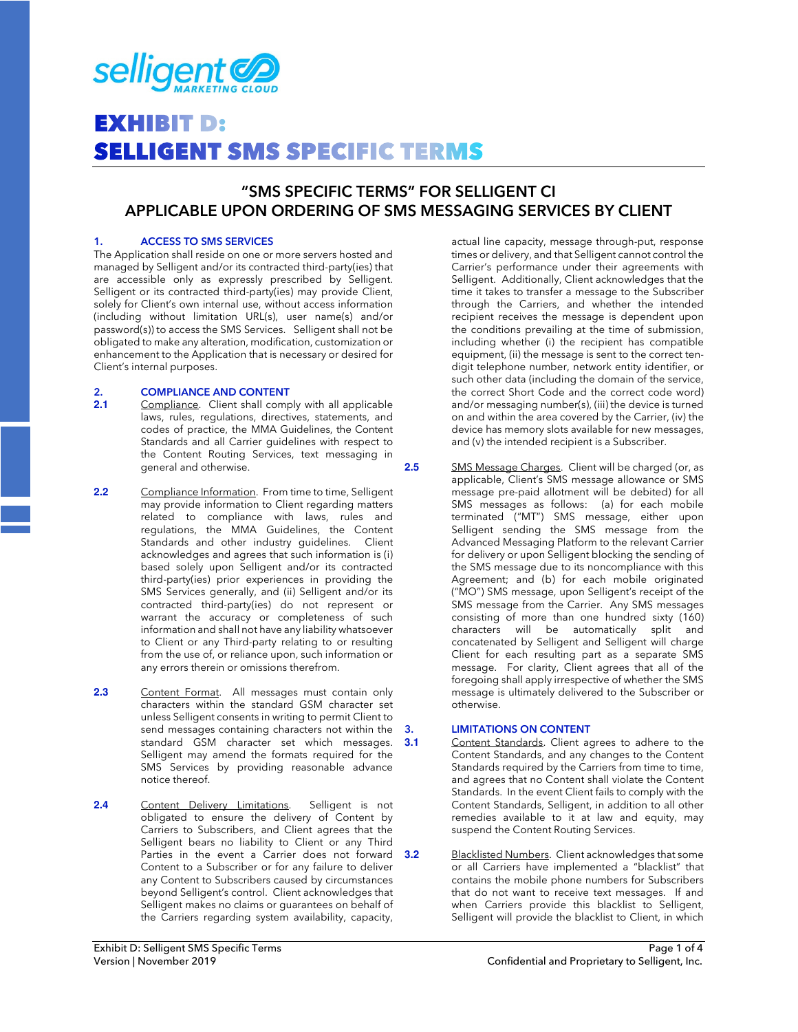# EXHIBIT D:
# SELLIGENT SMS SPECIFIC TERMS

## "SMS SPECIFIC TERMS" FOR SELLIGENT CI APPLICABLE UPON ORDERING OF SMS MESSAGING SERVICES BY CLIENT

### 1. ACCESS TO SMS SERVICES

The Application shall reside on one or more servers hosted and managed by Selligent and/or its contracted third-party(ies) that are accessible only as expressly prescribed by Selligent. Selligent or its contracted third-party(ies) may provide Client, solely for Client's own internal use, without access information (including without limitation URL(s), user name(s) and/or password(s)) to access the SMS Services. Selligent shall not be obligated to make any alteration, modification, customization or enhancement to the Application that is necessary or desired for Client's internal purposes.

### 2. COMPLIANCE AND CONTENT

**2.1** Compliance. Client shall comply with all applicable laws, rules, regulations, directives, statements, and codes of practice, the MMA Guidelines, the Content Standards and all Carrier guidelines with respect to the Content Routing Services, text messaging in general and otherwise.

**2.2** Compliance Information. From time to time, Selligent may provide information to Client regarding matters related to compliance with laws, rules and regulations, the MMA Guidelines, the Content Standards and other industry guidelines. Client acknowledges and agrees that such information is (i) based solely upon Selligent and/or its contracted third-party(ies) prior experiences in providing the SMS Services generally, and (ii) Selligent and/or its contracted third-party(ies) do not represent or warrant the accuracy or completeness of such information and shall not have any liability whatsoever to Client or any Third-party relating to or resulting from the use of, or reliance upon, such information or any errors therein or omissions therefrom.

**2.3** Content Format. All messages must contain only characters within the standard GSM character set unless Selligent consents in writing to permit Client to send messages containing characters not within the standard GSM character set which messages. Selligent may amend the formats required for the SMS Services by providing reasonable advance notice thereof.

**2.4** Content Delivery Limitations. Selligent is not obligated to ensure the delivery of Content by Carriers to Subscribers, and Client agrees that the Selligent bears no liability to Client or any Third Parties in the event a Carrier does not forward Content to a Subscriber or for any failure to deliver any Content to Subscribers caused by circumstances beyond Selligent's control. Client acknowledges that Selligent makes no claims or guarantees on behalf of the Carriers regarding system availability, capacity, actual line capacity, message through-put, response times or delivery, and that Selligent cannot control the Carrier's performance under their agreements with Selligent. Additionally, Client acknowledges that the time it takes to transfer a message to the Subscriber through the Carriers, and whether the intended recipient receives the message is dependent upon the conditions prevailing at the time of submission, including whether (i) the recipient has compatible equipment, (ii) the message is sent to the correct ten-digit telephone number, network entity identifier, or such other data (including the domain of the service, the correct Short Code and the correct code word) and/or messaging number(s), (iii) the device is turned on and within the area covered by the Carrier, (iv) the device has memory slots available for new messages, and (v) the intended recipient is a Subscriber.

**2.5** SMS Message Charges. Client will be charged (or, as applicable, Client's SMS message allowance or SMS message pre-paid allotment will be debited) for all SMS messages as follows: (a) for each mobile terminated ("MT") SMS message, either upon Selligent sending the SMS message from the Advanced Messaging Platform to the relevant Carrier for delivery or upon Selligent blocking the sending of the SMS message due to its noncompliance with this Agreement; and (b) for each mobile originated ("MO") SMS message, upon Selligent's receipt of the SMS message from the Carrier. Any SMS messages consisting of more than one hundred sixty (160) characters will be automatically split and concatenated by Selligent and Selligent will charge Client for each resulting part as a separate SMS message. For clarity, Client agrees that all of the foregoing shall apply irrespective of whether the SMS message is ultimately delivered to the Subscriber or otherwise.

### 3. LIMITATIONS ON CONTENT

**3.1** Content Standards. Client agrees to adhere to the Content Standards, and any changes to the Content Standards required by the Carriers from time to time, and agrees that no Content shall violate the Content Standards. In the event Client fails to comply with the Content Standards, Selligent, in addition to all other remedies available to it at law and equity, may suspend the Content Routing Services.

**3.2** Blacklisted Numbers. Client acknowledges that some or all Carriers have implemented a "blacklist" that contains the mobile phone numbers for Subscribers that do not want to receive text messages. If and when Carriers provide this blacklist to Selligent, Selligent will provide the blacklist to Client, in which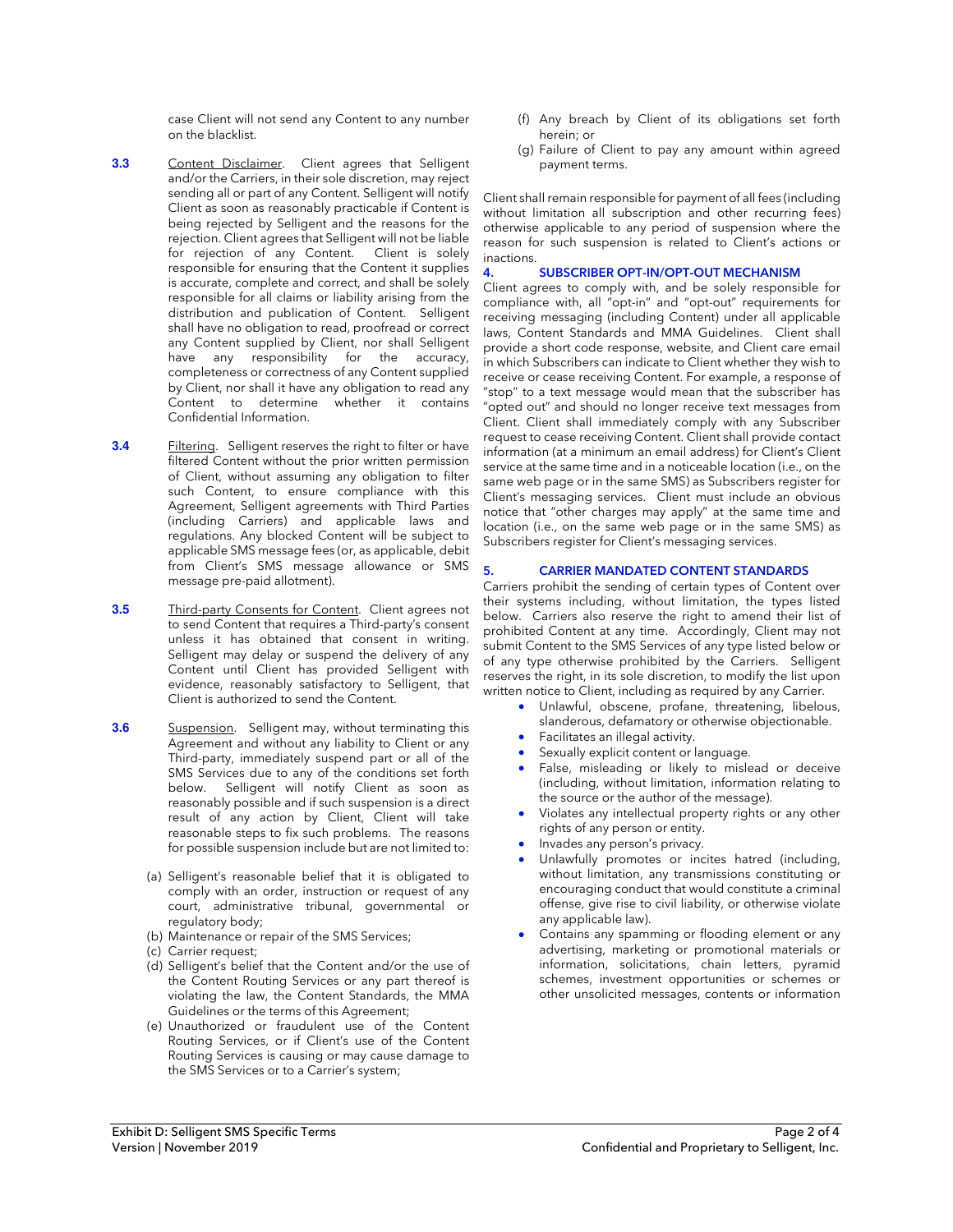case Client will not send any Content to any number on the blacklist.

**3.3** Content Disclaimer. Client agrees that Selligent and/or the Carriers, in their sole discretion, may reject sending all or part of any Content. Selligent will notify Client as soon as reasonably practicable if Content is being rejected by Selligent and the reasons for the rejection. Client agrees that Selligent will not be liable for rejection of any Content. Client is solely responsible for ensuring that the Content it supplies is accurate, complete and correct, and shall be solely responsible for all claims or liability arising from the distribution and publication of Content. Selligent shall have no obligation to read, proofread or correct any Content supplied by Client, nor shall Selligent have any responsibility for the accuracy, completeness or correctness of any Content supplied by Client, nor shall it have any obligation to read any Content to determine whether it contains Confidential Information.

**3.4** Filtering. Selligent reserves the right to filter or have filtered Content without the prior written permission of Client, without assuming any obligation to filter such Content, to ensure compliance with this Agreement, Selligent agreements with Third Parties (including Carriers) and applicable laws and regulations. Any blocked Content will be subject to applicable SMS message fees (or, as applicable, debit from Client's SMS message allowance or SMS message pre-paid allotment).

**3.5** Third-party Consents for Content. Client agrees not to send Content that requires a Third-party's consent unless it has obtained that consent in writing. Selligent may delay or suspend the delivery of any Content until Client has provided Selligent with evidence, reasonably satisfactory to Selligent, that Client is authorized to send the Content.

**3.6** Suspension. Selligent may, without terminating this Agreement and without any liability to Client or any Third-party, immediately suspend part or all of the SMS Services due to any of the conditions set forth below. Selligent will notify Client as soon as reasonably possible and if such suspension is a direct result of any action by Client, Client will take reasonable steps to fix such problems. The reasons for possible suspension include but are not limited to:

(a) Selligent's reasonable belief that it is obligated to comply with an order, instruction or request of any court, administrative tribunal, governmental or regulatory body;
(b) Maintenance or repair of the SMS Services;
(c) Carrier request;
(d) Selligent's belief that the Content and/or the use of the Content Routing Services or any part thereof is violating the law, the Content Standards, the MMA Guidelines or the terms of this Agreement;
(e) Unauthorized or fraudulent use of the Content Routing Services, or if Client's use of the Content Routing Services is causing or may cause damage to the SMS Services or to a Carrier's system;
(f) Any breach by Client of its obligations set forth herein; or
(g) Failure of Client to pay any amount within agreed payment terms.

Client shall remain responsible for payment of all fees (including without limitation all subscription and other recurring fees) otherwise applicable to any period of suspension where the reason for such suspension is related to Client's actions or inactions.

## 4. SUBSCRIBER OPT-IN/OPT-OUT MECHANISM

Client agrees to comply with, and be solely responsible for compliance with, all "opt-in" and "opt-out" requirements for receiving messaging (including Content) under all applicable laws, Content Standards and MMA Guidelines. Client shall provide a short code response, website, and Client care email in which Subscribers can indicate to Client whether they wish to receive or cease receiving Content. For example, a response of "stop" to a text message would mean that the subscriber has "opted out" and should no longer receive text messages from Client. Client shall immediately comply with any Subscriber request to cease receiving Content. Client shall provide contact information (at a minimum an email address) for Client's Client service at the same time and in a noticeable location (i.e., on the same web page or in the same SMS) as Subscribers register for Client's messaging services. Client must include an obvious notice that "other charges may apply" at the same time and location (i.e., on the same web page or in the same SMS) as Subscribers register for Client's messaging services.

## 5. CARRIER MANDATED CONTENT STANDARDS

Carriers prohibit the sending of certain types of Content over their systems including, without limitation, the types listed below. Carriers also reserve the right to amend their list of prohibited Content at any time. Accordingly, Client may not submit Content to the SMS Services of any type listed below or of any type otherwise prohibited by the Carriers. Selligent reserves the right, in its sole discretion, to modify the list upon written notice to Client, including as required by any Carrier.

- Unlawful, obscene, profane, threatening, libelous, slanderous, defamatory or otherwise objectionable.
- Facilitates an illegal activity.
- Sexually explicit content or language.
- False, misleading or likely to mislead or deceive (including, without limitation, information relating to the source or the author of the message).
- Violates any intellectual property rights or any other rights of any person or entity.
- Invades any person's privacy.
- Unlawfully promotes or incites hatred (including, without limitation, any transmissions constituting or encouraging conduct that would constitute a criminal offense, give rise to civil liability, or otherwise violate any applicable law).
- Contains any spamming or flooding element or any advertising, marketing or promotional materials or information, solicitations, chain letters, pyramid schemes, investment opportunities or schemes or other unsolicited messages, contents or information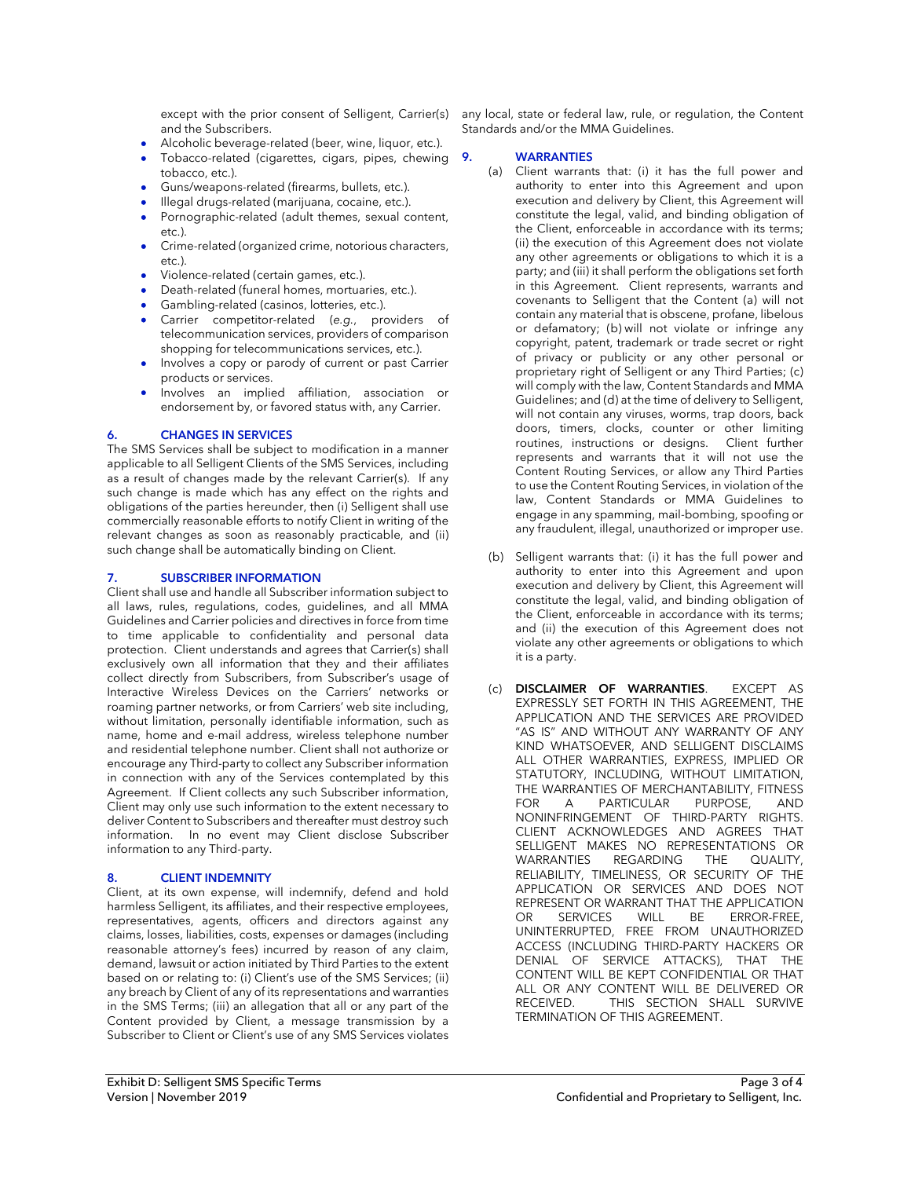except with the prior consent of Selligent, Carrier(s) and the Subscribers.

- Alcoholic beverage-related (beer, wine, liquor, etc.).
- Tobacco-related (cigarettes, cigars, pipes, chewing tobacco, etc.).
- Guns/weapons-related (firearms, bullets, etc.).
- Illegal drugs-related (marijuana, cocaine, etc.).
- Pornographic-related (adult themes, sexual content, etc.).
- Crime-related (organized crime, notorious characters, etc.).
- Violence-related (certain games, etc.).
- Death-related (funeral homes, mortuaries, etc.).
- Gambling-related (casinos, lotteries, etc.).
- Carrier competitor-related (*e.g.*, providers of telecommunication services, providers of comparison shopping for telecommunications services, etc.).
- Involves a copy or parody of current or past Carrier products or services.
- Involves an implied affiliation, association or endorsement by, or favored status with, any Carrier.

## 6. CHANGES IN SERVICES

The SMS Services shall be subject to modification in a manner applicable to all Selligent Clients of the SMS Services, including as a result of changes made by the relevant Carrier(s). If any such change is made which has any effect on the rights and obligations of the parties hereunder, then (i) Selligent shall use commercially reasonable efforts to notify Client in writing of the relevant changes as soon as reasonably practicable, and (ii) such change shall be automatically binding on Client.

## 7. SUBSCRIBER INFORMATION

Client shall use and handle all Subscriber information subject to all laws, rules, regulations, codes, guidelines, and all MMA Guidelines and Carrier policies and directives in force from time to time applicable to confidentiality and personal data protection. Client understands and agrees that Carrier(s) shall exclusively own all information that they and their affiliates collect directly from Subscribers, from Subscriber's usage of Interactive Wireless Devices on the Carriers' networks or roaming partner networks, or from Carriers' web site including, without limitation, personally identifiable information, such as name, home and e-mail address, wireless telephone number and residential telephone number. Client shall not authorize or encourage any Third-party to collect any Subscriber information in connection with any of the Services contemplated by this Agreement. If Client collects any such Subscriber information, Client may only use such information to the extent necessary to deliver Content to Subscribers and thereafter must destroy such information. In no event may Client disclose Subscriber information to any Third-party.

## 8. CLIENT INDEMNITY

Client, at its own expense, will indemnify, defend and hold harmless Selligent, its affiliates, and their respective employees, representatives, agents, officers and directors against any claims, losses, liabilities, costs, expenses or damages (including reasonable attorney's fees) incurred by reason of any claim, demand, lawsuit or action initiated by Third Parties to the extent based on or relating to: (i) Client's use of the SMS Services; (ii) any breach by Client of any of its representations and warranties in the SMS Terms; (iii) an allegation that all or any part of the Content provided by Client, a message transmission by a Subscriber to Client or Client's use of any SMS Services violates any local, state or federal law, rule, or regulation, the Content Standards and/or the MMA Guidelines.

## 9. WARRANTIES

(a) Client warrants that: (i) it has the full power and authority to enter into this Agreement and upon execution and delivery by Client, this Agreement will constitute the legal, valid, and binding obligation of the Client, enforceable in accordance with its terms; (ii) the execution of this Agreement does not violate any other agreements or obligations to which it is a party; and (iii) it shall perform the obligations set forth in this Agreement. Client represents, warrants and covenants to Selligent that the Content (a) will not contain any material that is obscene, profane, libelous or defamatory; (b) will not violate or infringe any copyright, patent, trademark or trade secret or right of privacy or publicity or any other personal or proprietary right of Selligent or any Third Parties; (c) will comply with the law, Content Standards and MMA Guidelines; and (d) at the time of delivery to Selligent, will not contain any viruses, worms, trap doors, back doors, timers, clocks, counter or other limiting routines, instructions or designs. Client further represents and warrants that it will not use the Content Routing Services, or allow any Third Parties to use the Content Routing Services, in violation of the law, Content Standards or MMA Guidelines to engage in any spamming, mail-bombing, spoofing or any fraudulent, illegal, unauthorized or improper use.

(b) Selligent warrants that: (i) it has the full power and authority to enter into this Agreement and upon execution and delivery by Client, this Agreement will constitute the legal, valid, and binding obligation of the Client, enforceable in accordance with its terms; and (ii) the execution of this Agreement does not violate any other agreements or obligations to which it is a party.

(c) **DISCLAIMER OF WARRANTIES**. EXCEPT AS EXPRESSLY SET FORTH IN THIS AGREEMENT, THE APPLICATION AND THE SERVICES ARE PROVIDED "AS IS" AND WITHOUT ANY WARRANTY OF ANY KIND WHATSOEVER, AND SELLIGENT DISCLAIMS ALL OTHER WARRANTIES, EXPRESS, IMPLIED OR STATUTORY, INCLUDING, WITHOUT LIMITATION, THE WARRANTIES OF MERCHANTABILITY, FITNESS FOR A PARTICULAR PURPOSE, AND NONINFRINGEMENT OF THIRD-PARTY RIGHTS. CLIENT ACKNOWLEDGES AND AGREES THAT SELLIGENT MAKES NO REPRESENTATIONS OR WARRANTIES REGARDING THE QUALITY, RELIABILITY, TIMELINESS, OR SECURITY OF THE APPLICATION OR SERVICES AND DOES NOT REPRESENT OR WARRANT THAT THE APPLICATION OR SERVICES WILL BE ERROR-FREE, UNINTERRUPTED, FREE FROM UNAUTHORIZED ACCESS (INCLUDING THIRD-PARTY HACKERS OR DENIAL OF SERVICE ATTACKS), THAT THE CONTENT WILL BE KEPT CONFIDENTIAL OR THAT ALL OR ANY CONTENT WILL BE DELIVERED OR RECEIVED. THIS SECTION SHALL SURVIVE TERMINATION OF THIS AGREEMENT.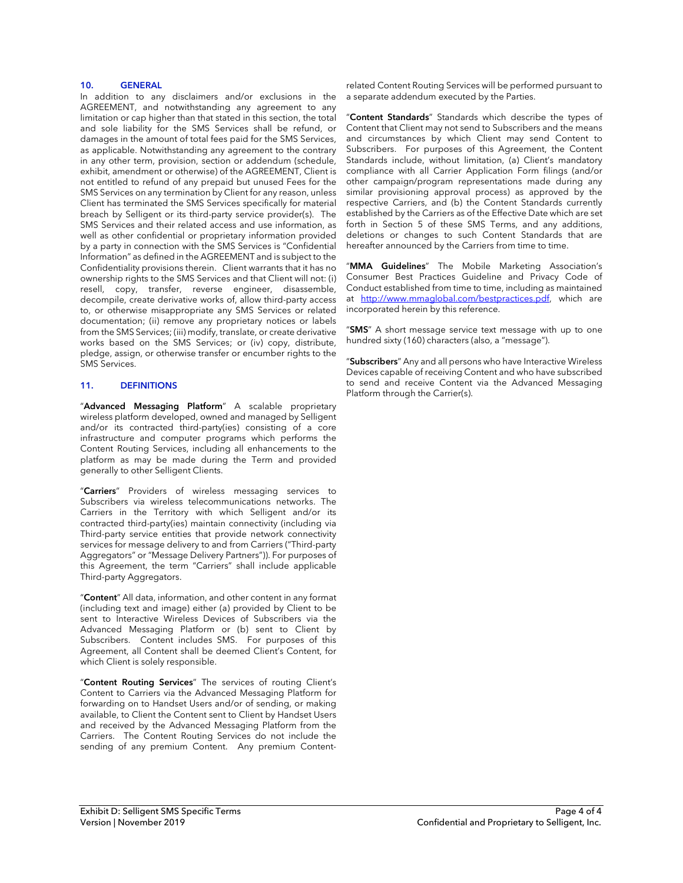## 10. GENERAL

In addition to any disclaimers and/or exclusions in the AGREEMENT, and notwithstanding any agreement to any limitation or cap higher than that stated in this section, the total and sole liability for the SMS Services shall be refund, or damages in the amount of total fees paid for the SMS Services, as applicable. Notwithstanding any agreement to the contrary in any other term, provision, section or addendum (schedule, exhibit, amendment or otherwise) of the AGREEMENT, Client is not entitled to refund of any prepaid but unused Fees for the SMS Services on any termination by Client for any reason, unless Client has terminated the SMS Services specifically for material breach by Selligent or its third-party service provider(s). The SMS Services and their related access and use information, as well as other confidential or proprietary information provided by a party in connection with the SMS Services is "Confidential Information" as defined in the AGREEMENT and is subject to the Confidentiality provisions therein. Client warrants that it has no ownership rights to the SMS Services and that Client will not: (i) resell, copy, transfer, reverse engineer, disassemble, decompile, create derivative works of, allow third-party access to, or otherwise misappropriate any SMS Services or related documentation; (ii) remove any proprietary notices or labels from the SMS Services; (iii) modify, translate, or create derivative works based on the SMS Services; or (iv) copy, distribute, pledge, assign, or otherwise transfer or encumber rights to the SMS Services.

## 11. DEFINITIONS

"**Advanced Messaging Platform**" A scalable proprietary wireless platform developed, owned and managed by Selligent and/or its contracted third-party(ies) consisting of a core infrastructure and computer programs which performs the Content Routing Services, including all enhancements to the platform as may be made during the Term and provided generally to other Selligent Clients.

"**Carriers**" Providers of wireless messaging services to Subscribers via wireless telecommunications networks. The Carriers in the Territory with which Selligent and/or its contracted third-party(ies) maintain connectivity (including via Third-party service entities that provide network connectivity services for message delivery to and from Carriers ("Third-party Aggregators" or "Message Delivery Partners")). For purposes of this Agreement, the term "Carriers" shall include applicable Third-party Aggregators.

"**Content**" All data, information, and other content in any format (including text and image) either (a) provided by Client to be sent to Interactive Wireless Devices of Subscribers via the Advanced Messaging Platform or (b) sent to Client by Subscribers. Content includes SMS. For purposes of this Agreement, all Content shall be deemed Client's Content, for which Client is solely responsible.

"**Content Routing Services**" The services of routing Client's Content to Carriers via the Advanced Messaging Platform for forwarding on to Handset Users and/or of sending, or making available, to Client the Content sent to Client by Handset Users and received by the Advanced Messaging Platform from the Carriers. The Content Routing Services do not include the sending of any premium Content. Any premium Content-related Content Routing Services will be performed pursuant to a separate addendum executed by the Parties.

"**Content Standards**" Standards which describe the types of Content that Client may not send to Subscribers and the means and circumstances by which Client may send Content to Subscribers. For purposes of this Agreement, the Content Standards include, without limitation, (a) Client's mandatory compliance with all Carrier Application Form filings (and/or other campaign/program representations made during any similar provisioning approval process) as approved by the respective Carriers, and (b) the Content Standards currently established by the Carriers as of the Effective Date which are set forth in Section 5 of these SMS Terms, and any additions, deletions or changes to such Content Standards that are hereafter announced by the Carriers from time to time.

"**MMA Guidelines**" The Mobile Marketing Association's Consumer Best Practices Guideline and Privacy Code of Conduct established from time to time, including as maintained at http://www.mmaglobal.com/bestpractices.pdf, which are incorporated herein by this reference.

"**SMS**" A short message service text message with up to one hundred sixty (160) characters (also, a "message").

"**Subscribers**" Any and all persons who have Interactive Wireless Devices capable of receiving Content and who have subscribed to send and receive Content via the Advanced Messaging Platform through the Carrier(s).